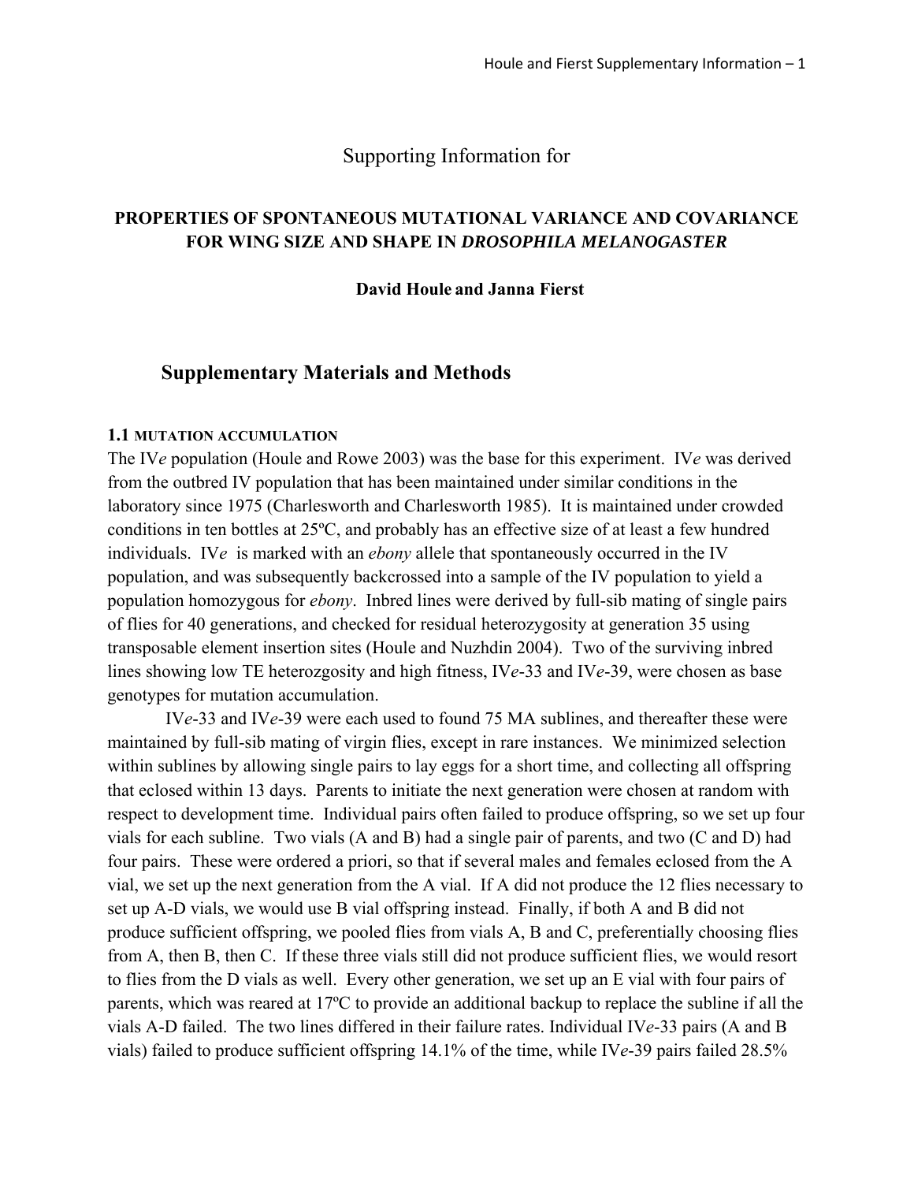Supporting Information for

# PROPERTIES OF SPONTANEOUS MUTATIONAL VARIANCE AND COVARIANCE FOR WING SIZE AND SHAPE IN *DROSOPHILA MELANOGASTER*

**David Houle and Janna Fierst**

## Supplementary Materials and Methods

### 1.1 MUTATION ACCUMULATION

The IV*e* population (Houle and Rowe 2003) was the base for this experiment. IV*e* was derived from the outbred IV population that has been maintained under similar conditions in the laboratory since 1975 (Charlesworth and Charlesworth 1985). It is maintained under crowded conditions in ten bottles at 25ºC, and probably has an effective size of at least a few hundred individuals. IV*e* is marked with an *ebony* allele that spontaneously occurred in the IV population, and was subsequently backcrossed into a sample of the IV population to yield a population homozygous for *ebony*. Inbred lines were derived by full-sib mating of single pairs of flies for 40 generations, and checked for residual heterozygosity at generation 35 using transposable element insertion sites (Houle and Nuzhdin 2004). Two of the surviving inbred lines showing low TE heterozgosity and high fitness, IV*e*-33 and IV*e*-39, were chosen as base genotypes for mutation accumulation.

IV*e*-33 and IV*e*-39 were each used to found 75 MA sublines, and thereafter these were maintained by full-sib mating of virgin flies, except in rare instances. We minimized selection within sublines by allowing single pairs to lay eggs for a short time, and collecting all offspring that eclosed within 13 days. Parents to initiate the next generation were chosen at random with respect to development time. Individual pairs often failed to produce offspring, so we set up four vials for each subline. Two vials (A and B) had a single pair of parents, and two (C and D) had four pairs. These were ordered a priori, so that if several males and females eclosed from the A vial, we set up the next generation from the A vial. If A did not produce the 12 flies necessary to set up A-D vials, we would use B vial offspring instead. Finally, if both A and B did not produce sufficient offspring, we pooled flies from vials A, B and C, preferentially choosing flies from A, then B, then C. If these three vials still did not produce sufficient flies, we would resort to flies from the D vials as well. Every other generation, we set up an E vial with four pairs of parents, which was reared at 17ºC to provide an additional backup to replace the subline if all the vials A-D failed. The two lines differed in their failure rates. Individual IV*e*-33 pairs (A and B vials) failed to produce sufficient offspring 14.1% of the time, while IV*e*-39 pairs failed 28.5%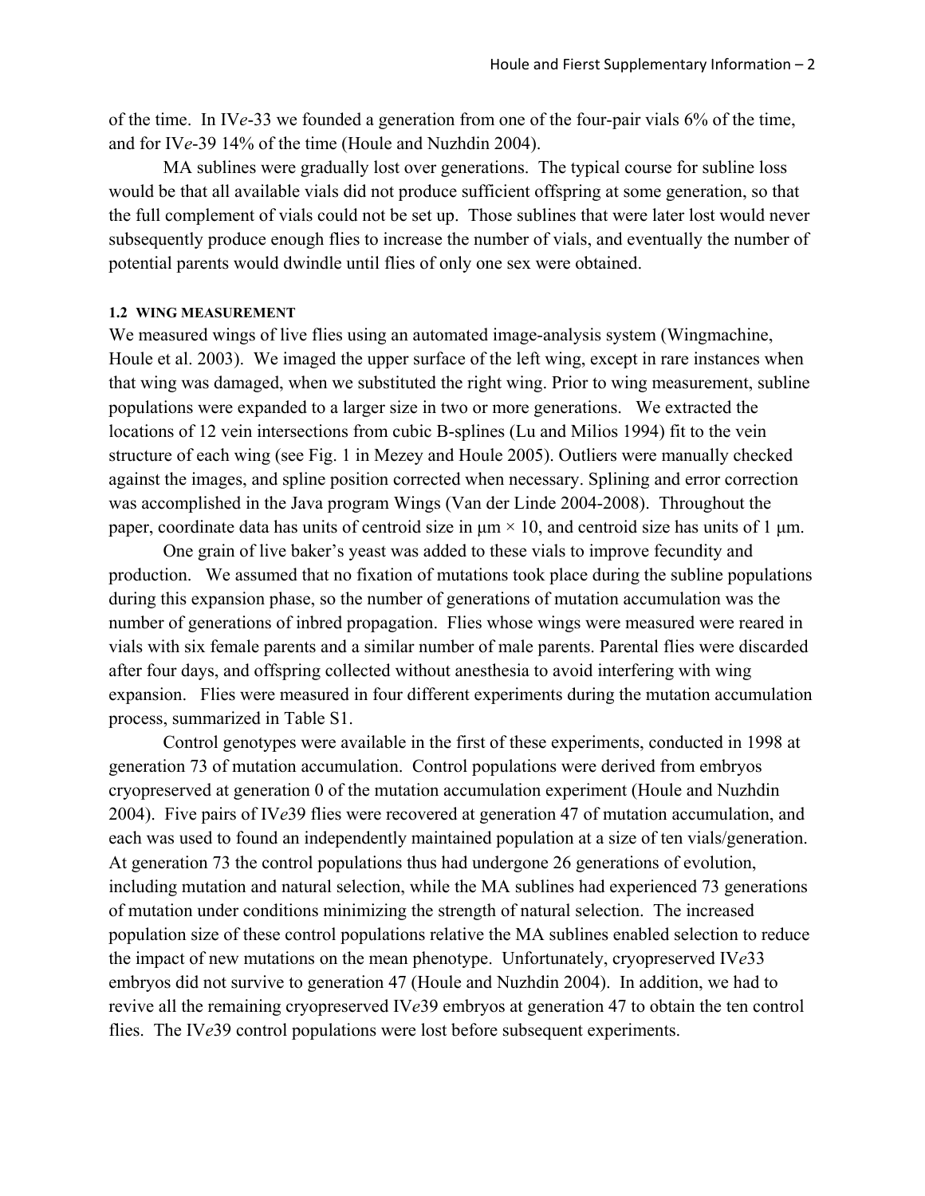of the time. In IV*e*-33 we founded a generation from one of the four-pair vials 6% of the time, and for IV*e*-39 14% of the time (Houle and Nuzhdin 2004).

MA sublines were gradually lost over generations. The typical course for subline loss would be that all available vials did not produce sufficient offspring at some generation, so that the full complement of vials could not be set up. Those sublines that were later lost would never subsequently produce enough flies to increase the number of vials, and eventually the number of potential parents would dwindle until flies of only one sex were obtained.

### 1.2 WING MEASUREMENT

We measured wings of live flies using an automated image-analysis system (Wingmachine, Houle et al. 2003). We imaged the upper surface of the left wing, except in rare instances when that wing was damaged, when we substituted the right wing. Prior to wing measurement, subline populations were expanded to a larger size in two or more generations. We extracted the locations of 12 vein intersections from cubic B-splines (Lu and Milios 1994) fit to the vein structure of each wing (see Fig. 1 in Mezey and Houle 2005). Outliers were manually checked against the images, and spline position corrected when necessary. Splining and error correction was accomplished in the Java program Wings (Van der Linde 2004-2008). Throughout the paper, coordinate data has units of centroid size in μm × 10, and centroid size has units of 1 μm.

One grain of live baker's yeast was added to these vials to improve fecundity and production. We assumed that no fixation of mutations took place during the subline populations during this expansion phase, so the number of generations of mutation accumulation was the number of generations of inbred propagation. Flies whose wings were measured were reared in vials with six female parents and a similar number of male parents. Parental flies were discarded after four days, and offspring collected without anesthesia to avoid interfering with wing expansion. Flies were measured in four different experiments during the mutation accumulation process, summarized in Table S1.

Control genotypes were available in the first of these experiments, conducted in 1998 at generation 73 of mutation accumulation. Control populations were derived from embryos cryopreserved at generation 0 of the mutation accumulation experiment (Houle and Nuzhdin 2004). Five pairs of IV*e*39 flies were recovered at generation 47 of mutation accumulation, and each was used to found an independently maintained population at a size of ten vials/generation. At generation 73 the control populations thus had undergone 26 generations of evolution, including mutation and natural selection, while the MA sublines had experienced 73 generations of mutation under conditions minimizing the strength of natural selection. The increased population size of these control populations relative the MA sublines enabled selection to reduce the impact of new mutations on the mean phenotype. Unfortunately, cryopreserved IV*e*33 embryos did not survive to generation 47 (Houle and Nuzhdin 2004). In addition, we had to revive all the remaining cryopreserved IV*e*39 embryos at generation 47 to obtain the ten control flies. The IV*e*39 control populations were lost before subsequent experiments.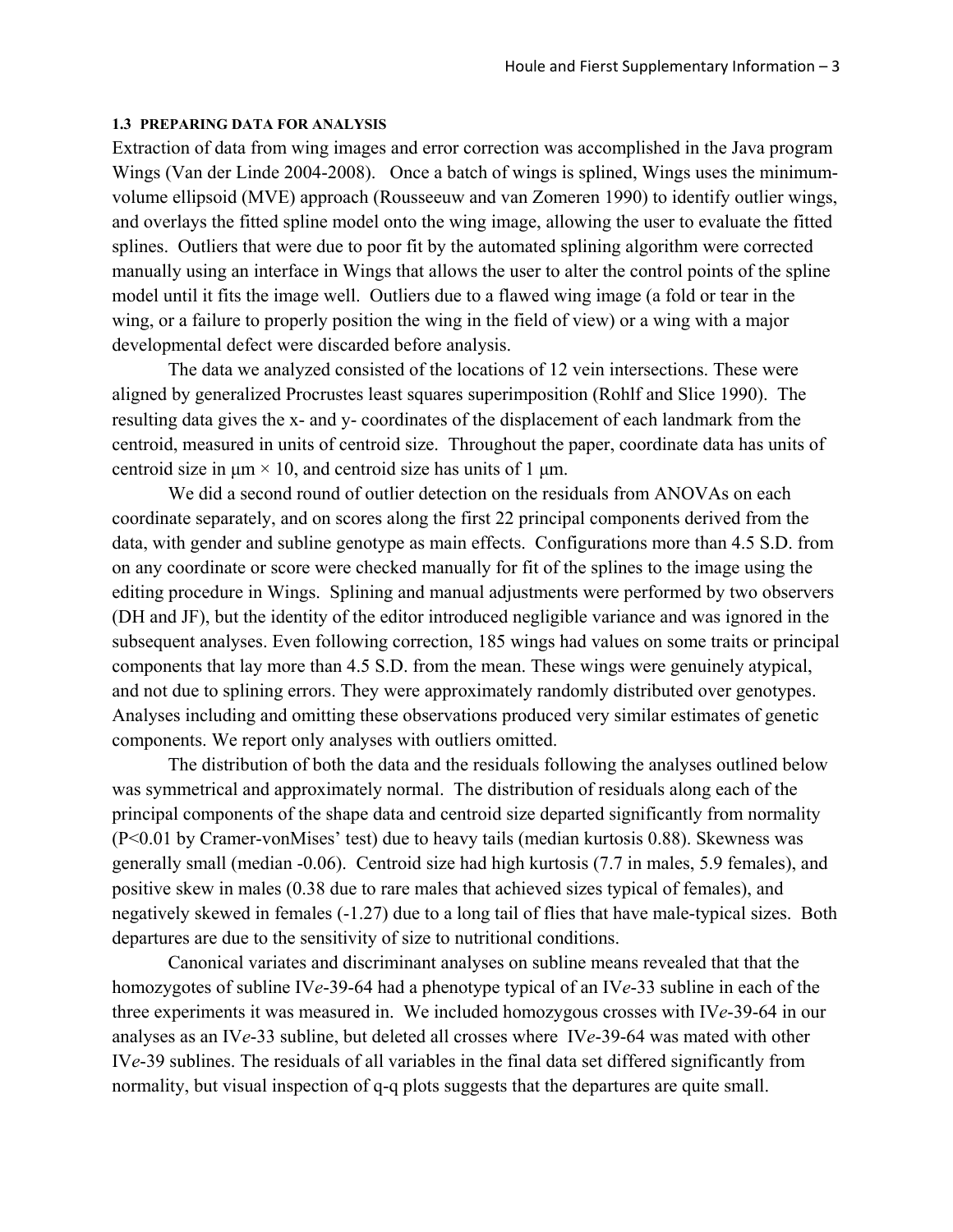### 1.3 PREPARING DATA FOR ANALYSIS

Extraction of data from wing images and error correction was accomplished in the Java program Wings (Van der Linde 2004-2008). Once a batch of wings is splined, Wings uses the minimum-volume ellipsoid (MVE) approach (Rousseeuw and van Zomeren 1990) to identify outlier wings, and overlays the fitted spline model onto the wing image, allowing the user to evaluate the fitted splines. Outliers that were due to poor fit by the automated splining algorithm were corrected manually using an interface in Wings that allows the user to alter the control points of the spline model until it fits the image well. Outliers due to a flawed wing image (a fold or tear in the wing, or a failure to properly position the wing in the field of view) or a wing with a major developmental defect were discarded before analysis.

The data we analyzed consisted of the locations of 12 vein intersections. These were aligned by generalized Procrustes least squares superimposition (Rohlf and Slice 1990). The resulting data gives the x- and y- coordinates of the displacement of each landmark from the centroid, measured in units of centroid size. Throughout the paper, coordinate data has units of centroid size in μm × 10, and centroid size has units of 1 μm.

We did a second round of outlier detection on the residuals from ANOVAs on each coordinate separately, and on scores along the first 22 principal components derived from the data, with gender and subline genotype as main effects. Configurations more than 4.5 S.D. from on any coordinate or score were checked manually for fit of the splines to the image using the editing procedure in Wings. Splining and manual adjustments were performed by two observers (DH and JF), but the identity of the editor introduced negligible variance and was ignored in the subsequent analyses. Even following correction, 185 wings had values on some traits or principal components that lay more than 4.5 S.D. from the mean. These wings were genuinely atypical, and not due to splining errors. They were approximately randomly distributed over genotypes. Analyses including and omitting these observations produced very similar estimates of genetic components. We report only analyses with outliers omitted.

The distribution of both the data and the residuals following the analyses outlined below was symmetrical and approximately normal. The distribution of residuals along each of the principal components of the shape data and centroid size departed significantly from normality ($P<0.01$ by Cramer-vonMises' test) due to heavy tails (median kurtosis 0.88). Skewness was generally small (median -0.06). Centroid size had high kurtosis (7.7 in males, 5.9 females), and positive skew in males (0.38 due to rare males that achieved sizes typical of females), and negatively skewed in females (-1.27) due to a long tail of flies that have male-typical sizes. Both departures are due to the sensitivity of size to nutritional conditions.

Canonical variates and discriminant analyses on subline means revealed that that the homozygotes of subline IV*e*-39-64 had a phenotype typical of an IV*e*-33 subline in each of the three experiments it was measured in. We included homozygous crosses with IV*e*-39-64 in our analyses as an IV*e*-33 subline, but deleted all crosses where IV*e*-39-64 was mated with other IV*e*-39 sublines. The residuals of all variables in the final data set differed significantly from normality, but visual inspection of q-q plots suggests that the departures are quite small.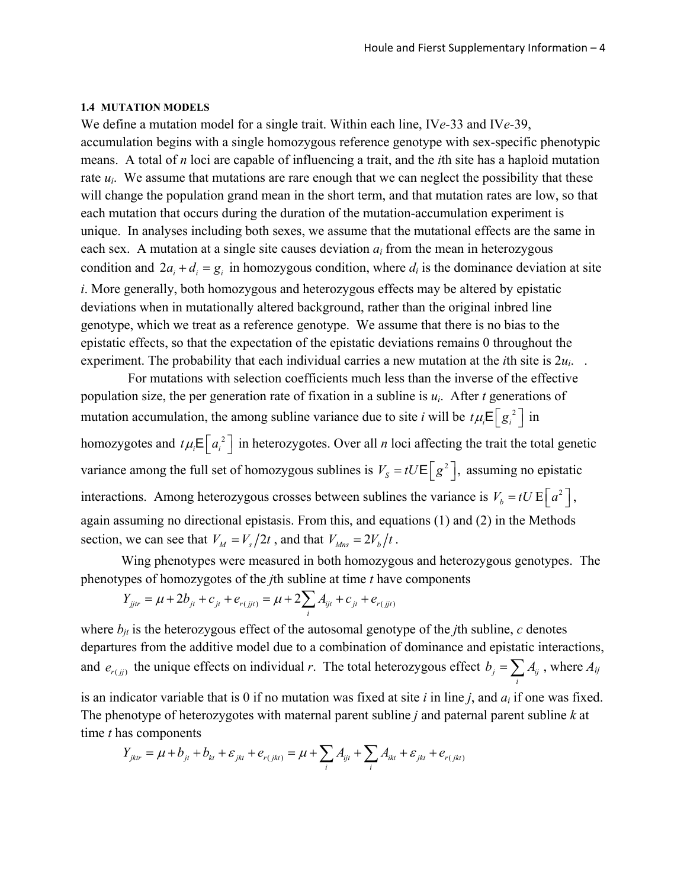### 1.4 MUTATION MODELS

We define a mutation model for a single trait. Within each line, IV*e*-33 and IV*e*-39, accumulation begins with a single homozygous reference genotype with sex-specific phenotypic means. A total of *n* loci are capable of influencing a trait, and the *i*th site has a haploid mutation rate $u_i$. We assume that mutations are rare enough that we can neglect the possibility that these will change the population grand mean in the short term, and that mutation rates are low, so that each mutation that occurs during the duration of the mutation-accumulation experiment is unique. In analyses including both sexes, we assume that the mutational effects are the same in each sex. A mutation at a single site causes deviation $a_i$ from the mean in heterozygous condition and $2a_i + d_i = g_i$ in homozygous condition, where $d_i$ is the dominance deviation at site *i*. More generally, both homozygous and heterozygous effects may be altered by epistatic deviations when in mutationally altered background, rather than the original inbred line genotype, which we treat as a reference genotype. We assume that there is no bias to the epistatic effects, so that the expectation of the epistatic deviations remains 0 throughout the experiment. The probability that each individual carries a new mutation at the *i*th site is $2u_i$. .

For mutations with selection coefficients much less than the inverse of the effective population size, the per generation rate of fixation in a subline is $u_i$. After *t* generations of mutation accumulation, the among subline variance due to site *i* will be $t\mu_i \mathrm{E}\left[g_i^2\right]$ in homozygotes and $t\mu_i \mathrm{E}\left[a_i^2\right]$ in heterozygotes. Over all *n* loci affecting the trait the total genetic variance among the full set of homozygous sublines is $V_S = tU\mathrm{E}\left[g^2\right]$, assuming no epistatic interactions. Among heterozygous crosses between sublines the variance is $V_b = tU\,\mathrm{E}\left[a^2\right]$, again assuming no directional epistasis. From this, and equations (1) and (2) in the Methods section, we can see that $V_M = V_s/2t$, and that $V_{Mns} = 2V_b/t$.

Wing phenotypes were measured in both homozygous and heterozygous genotypes. The phenotypes of homozygotes of the *j*th subline at time *t* have components

$$Y_{jjtr} = \mu + 2b_{jt} + c_{jt} + e_{r(jjt)} = \mu + 2\sum_i A_{ijt} + c_{jt} + e_{r(jjt)}$$

where $b_{jt}$ is the heterozygous effect of the autosomal genotype of the *j*th subline, *c* denotes departures from the additive model due to a combination of dominance and epistatic interactions, and $e_{r(jj)}$ the unique effects on individual *r*. The total heterozygous effect $b_j = \sum_i A_{ij}$, where $A_{ij}$ is an indicator variable that is 0 if no mutation was fixed at site *i* in line *j*, and $a_i$ if one was fixed. The phenotype of heterozygotes with maternal parent subline *j* and paternal parent subline *k* at time *t* has components

$$Y_{jktr} = \mu + b_{jt} + b_{kt} + \varepsilon_{jkt} + e_{r(jkt)} = \mu + \sum_i A_{ijt} + \sum_i A_{ikt} + \varepsilon_{jkt} + e_{r(jkt)}$$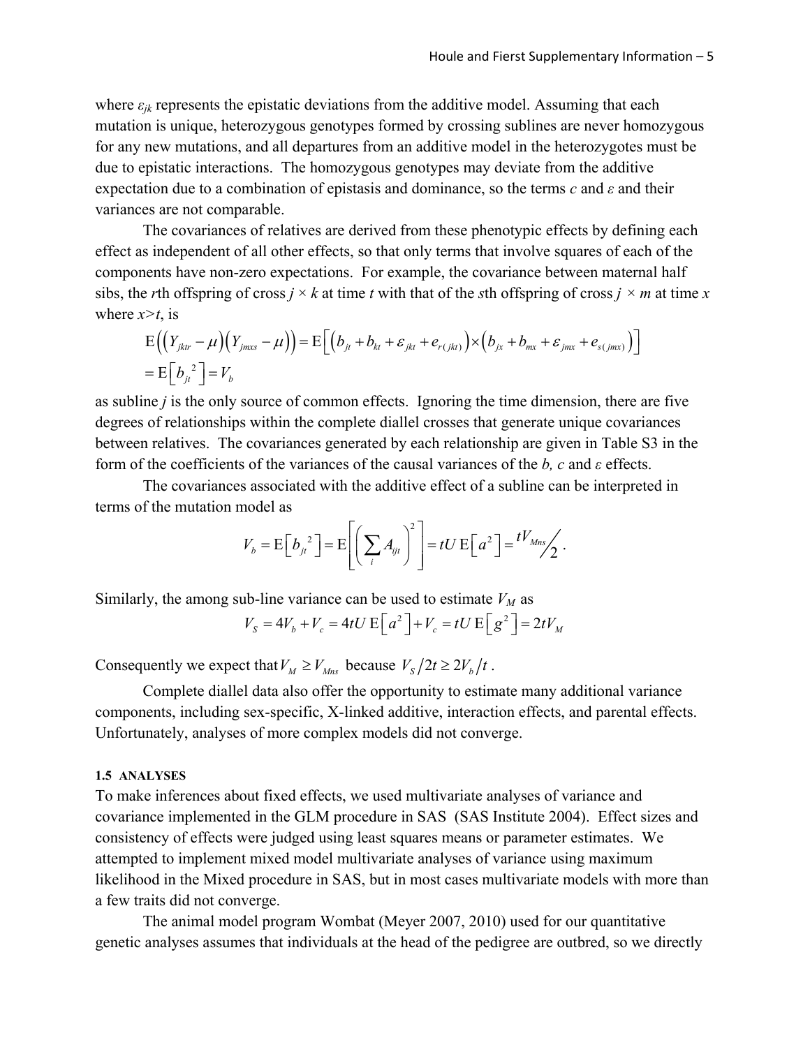where $\varepsilon_{jk}$ represents the epistatic deviations from the additive model. Assuming that each mutation is unique, heterozygous genotypes formed by crossing sublines are never homozygous for any new mutations, and all departures from an additive model in the heterozygotes must be due to epistatic interactions. The homozygous genotypes may deviate from the additive expectation due to a combination of epistasis and dominance, so the terms $c$ and $\varepsilon$ and their variances are not comparable.

The covariances of relatives are derived from these phenotypic effects by defining each effect as independent of all other effects, so that only terms that involve squares of each of the components have non-zero expectations. For example, the covariance between maternal half sibs, the $r$th offspring of cross $j \times k$ at time $t$ with that of the $s$th offspring of cross $j \times m$ at time $x$ where $x>t$, is

$$\mathrm{E}\left(\left(Y_{jktr}-\mu\right)\left(Y_{jmxs}-\mu\right)\right)=\mathrm{E}\left[\left(b_{jt}+b_{kt}+\varepsilon_{jkt}+e_{r(jkt)}\right)\times\left(b_{jx}+b_{mx}+\varepsilon_{jmx}+e_{s(jmx)}\right)\right]$$
$$=\mathrm{E}\left[b_{jt}^{\ 2}\right]=V_b$$

as subline $j$ is the only source of common effects. Ignoring the time dimension, there are five degrees of relationships within the complete diallel crosses that generate unique covariances between relatives. The covariances generated by each relationship are given in Table S3 in the form of the coefficients of the variances of the causal variances of the $b$, $c$ and $\varepsilon$ effects.

The covariances associated with the additive effect of a subline can be interpreted in terms of the mutation model as

$$V_b=\mathrm{E}\left[b_{jt}^{\ 2}\right]=\mathrm{E}\left[\left(\sum_i A_{ijt}\right)^2\right]=tU\,\mathrm{E}\left[a^2\right]={}^{tV_{Mns}}\!\big/_{2}\,.$$

Similarly, the among sub-line variance can be used to estimate $V_M$ as

$$V_S=4V_b+V_c=4tU\,\mathrm{E}\left[a^2\right]+V_c=tU\,\mathrm{E}\left[g^2\right]=2tV_M$$

Consequently we expect that $V_M \geq V_{Mns}$ because $V_S/2t \geq 2V_b/t$ .

Complete diallel data also offer the opportunity to estimate many additional variance components, including sex-specific, X-linked additive, interaction effects, and parental effects. Unfortunately, analyses of more complex models did not converge.

#### 1.5 ANALYSES

To make inferences about fixed effects, we used multivariate analyses of variance and covariance implemented in the GLM procedure in SAS (SAS Institute 2004). Effect sizes and consistency of effects were judged using least squares means or parameter estimates. We attempted to implement mixed model multivariate analyses of variance using maximum likelihood in the Mixed procedure in SAS, but in most cases multivariate models with more than a few traits did not converge.

The animal model program Wombat (Meyer 2007, 2010) used for our quantitative genetic analyses assumes that individuals at the head of the pedigree are outbred, so we directly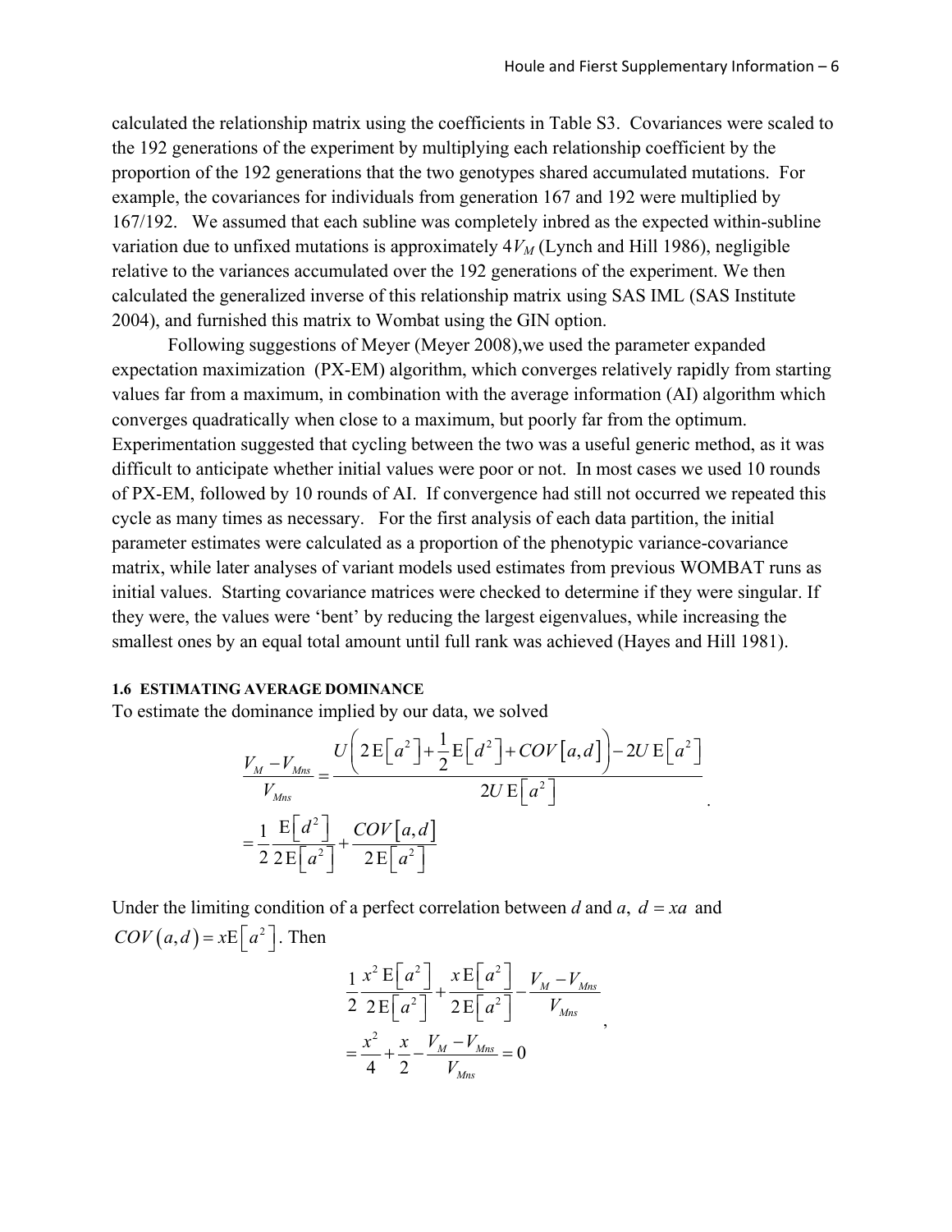calculated the relationship matrix using the coefficients in Table S3. Covariances were scaled to the 192 generations of the experiment by multiplying each relationship coefficient by the proportion of the 192 generations that the two genotypes shared accumulated mutations. For example, the covariances for individuals from generation 167 and 192 were multiplied by 167/192. We assumed that each subline was completely inbred as the expected within-subline variation due to unfixed mutations is approximately $4V_M$ (Lynch and Hill 1986), negligible relative to the variances accumulated over the 192 generations of the experiment. We then calculated the generalized inverse of this relationship matrix using SAS IML (SAS Institute 2004), and furnished this matrix to Wombat using the GIN option.

Following suggestions of Meyer (Meyer 2008),we used the parameter expanded expectation maximization (PX-EM) algorithm, which converges relatively rapidly from starting values far from a maximum, in combination with the average information (AI) algorithm which converges quadratically when close to a maximum, but poorly far from the optimum. Experimentation suggested that cycling between the two was a useful generic method, as it was difficult to anticipate whether initial values were poor or not. In most cases we used 10 rounds of PX-EM, followed by 10 rounds of AI. If convergence had still not occurred we repeated this cycle as many times as necessary. For the first analysis of each data partition, the initial parameter estimates were calculated as a proportion of the phenotypic variance-covariance matrix, while later analyses of variant models used estimates from previous WOMBAT runs as initial values. Starting covariance matrices were checked to determine if they were singular. If they were, the values were 'bent' by reducing the largest eigenvalues, while increasing the smallest ones by an equal total amount until full rank was achieved (Hayes and Hill 1981).

#### 1.6 ESTIMATING AVERAGE DOMINANCE

To estimate the dominance implied by our data, we solved

$$\begin{aligned}\frac{V_M - V_{Mns}}{V_{Mns}} &= \frac{U\left(2\,\mathrm{E}\left[a^2\right] + \frac{1}{2}\mathrm{E}\left[d^2\right] + COV\left[a,d\right]\right) - 2U\,\mathrm{E}\left[a^2\right]}{2U\,\mathrm{E}\left[a^2\right]} \\ &= \frac{1}{2}\frac{\mathrm{E}\left[d^2\right]}{2\,\mathrm{E}\left[a^2\right]} + \frac{COV\left[a,d\right]}{2\,\mathrm{E}\left[a^2\right]}\end{aligned}.$$

Under the limiting condition of a perfect correlation between $d$ and $a$, $d = xa$ and $COV\left(a,d\right) = x\mathrm{E}\left[a^2\right]$. Then

$$\begin{aligned}&\frac{1}{2}\frac{x^2\,\mathrm{E}\left[a^2\right]}{2\,\mathrm{E}\left[a^2\right]} + \frac{x\,\mathrm{E}\left[a^2\right]}{2\,\mathrm{E}\left[a^2\right]} - \frac{V_M - V_{Mns}}{V_{Mns}} \\ &= \frac{x^2}{4} + \frac{x}{2} - \frac{V_M - V_{Mns}}{V_{Mns}} = 0\end{aligned},$$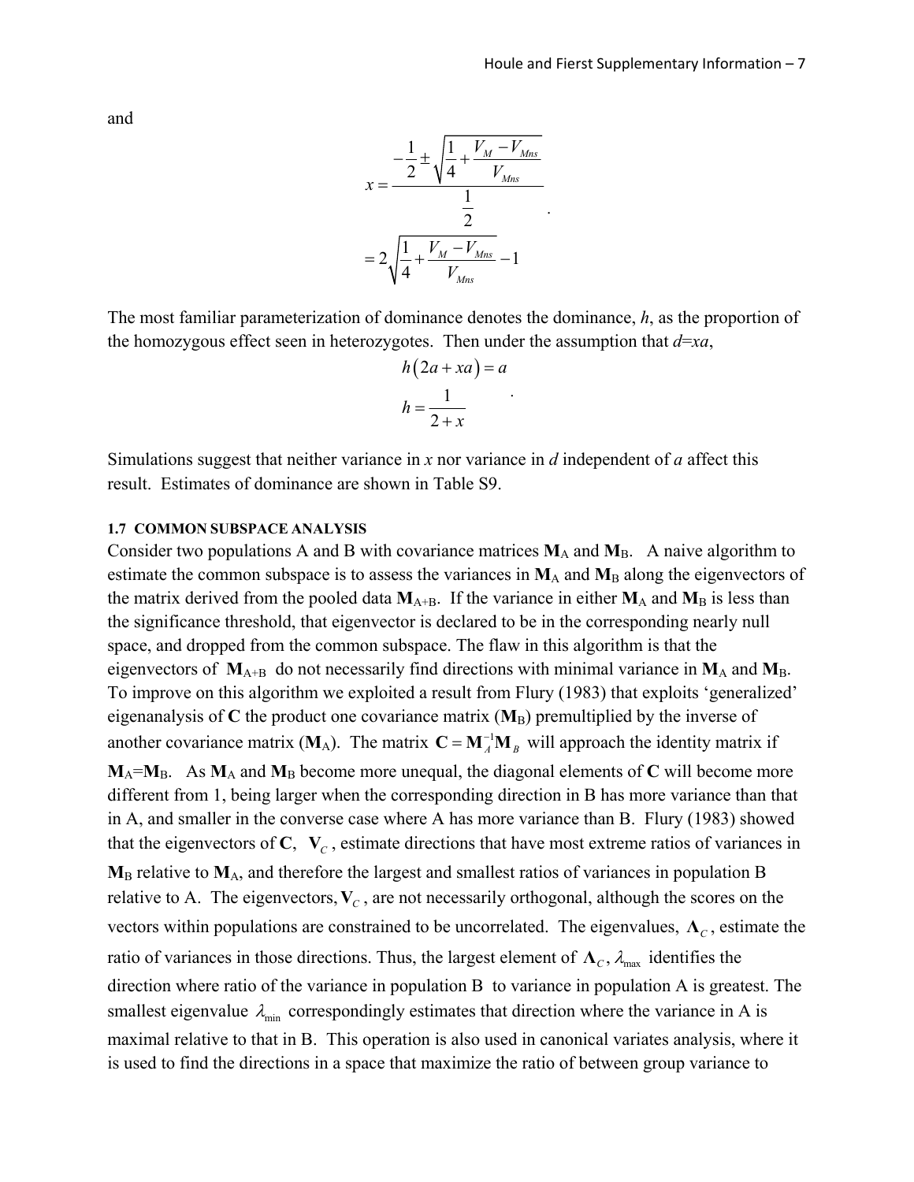and

$$x = \frac{-\frac{1}{2} \pm \sqrt{\frac{1}{4} + \frac{V_M - V_{Mns}}{V_{Mns}}}}{\frac{1}{2}} \\ = 2\sqrt{\frac{1}{4} + \frac{V_M - V_{Mns}}{V_{Mns}}} - 1$$

The most familiar parameterization of dominance denotes the dominance, $h$, as the proportion of the homozygous effect seen in heterozygotes. Then under the assumption that $d$=$xa$,

$$h(2a + xa) = a$$
$$h = \frac{1}{2 + x}$$

Simulations suggest that neither variance in $x$ nor variance in $d$ independent of $a$ affect this result. Estimates of dominance are shown in Table S9.

#### 1.7 COMMON SUBSPACE ANALYSIS

Consider two populations A and B with covariance matrices $\mathbf{M}_A$ and $\mathbf{M}_B$. A naive algorithm to estimate the common subspace is to assess the variances in $\mathbf{M}_A$ and $\mathbf{M}_B$ along the eigenvectors of the matrix derived from the pooled data $\mathbf{M}_{A+B}$. If the variance in either $\mathbf{M}_A$ and $\mathbf{M}_B$ is less than the significance threshold, that eigenvector is declared to be in the corresponding nearly null space, and dropped from the common subspace. The flaw in this algorithm is that the eigenvectors of $\mathbf{M}_{A+B}$ do not necessarily find directions with minimal variance in $\mathbf{M}_A$ and $\mathbf{M}_B$. To improve on this algorithm we exploited a result from Flury (1983) that exploits 'generalized' eigenanalysis of $\mathbf{C}$ the product one covariance matrix ($\mathbf{M}_B$) premultiplied by the inverse of another covariance matrix ($\mathbf{M}_A$). The matrix $\mathbf{C} = \mathbf{M}_A^{-1}\mathbf{M}_B$ will approach the identity matrix if $\mathbf{M}_A$=$\mathbf{M}_B$. As $\mathbf{M}_A$ and $\mathbf{M}_B$ become more unequal, the diagonal elements of $\mathbf{C}$ will become more different from 1, being larger when the corresponding direction in B has more variance than that in A, and smaller in the converse case where A has more variance than B. Flury (1983) showed that the eigenvectors of $\mathbf{C}$, $\mathbf{V}_C$, estimate directions that have most extreme ratios of variances in $\mathbf{M}_B$ relative to $\mathbf{M}_A$, and therefore the largest and smallest ratios of variances in population B relative to A. The eigenvectors, $\mathbf{V}_C$, are not necessarily orthogonal, although the scores on the vectors within populations are constrained to be uncorrelated. The eigenvalues, $\mathbf{\Lambda}_C$, estimate the ratio of variances in those directions. Thus, the largest element of $\mathbf{\Lambda}_C$, $\lambda_{\max}$ identifies the direction where ratio of the variance in population B to variance in population A is greatest. The smallest eigenvalue $\lambda_{\min}$ correspondingly estimates that direction where the variance in A is maximal relative to that in B. This operation is also used in canonical variates analysis, where it is used to find the directions in a space that maximize the ratio of between group variance to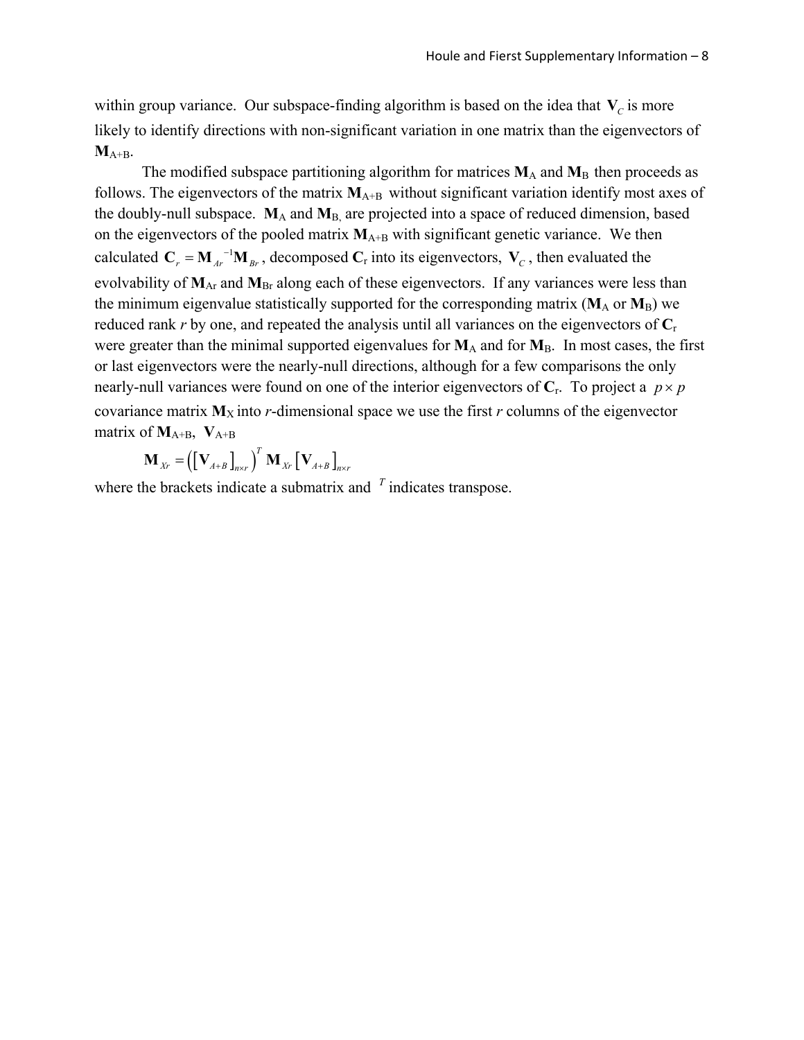within group variance. Our subspace-finding algorithm is based on the idea that $\mathbf{V}_C$ is more likely to identify directions with non-significant variation in one matrix than the eigenvectors of $\mathbf{M}_{A+B}$.

The modified subspace partitioning algorithm for matrices $\mathbf{M}_A$ and $\mathbf{M}_B$ then proceeds as follows. The eigenvectors of the matrix $\mathbf{M}_{A+B}$ without significant variation identify most axes of the doubly-null subspace. $\mathbf{M}_A$ and $\mathbf{M}_B$, are projected into a space of reduced dimension, based on the eigenvectors of the pooled matrix $\mathbf{M}_{A+B}$ with significant genetic variance. We then calculated $\mathbf{C}_r = \mathbf{M}_{Ar}{}^{-1}\mathbf{M}_{Br}$, decomposed $\mathbf{C}_r$ into its eigenvectors, $\mathbf{V}_C$, then evaluated the evolvability of $\mathbf{M}_{Ar}$ and $\mathbf{M}_{Br}$ along each of these eigenvectors. If any variances were less than the minimum eigenvalue statistically supported for the corresponding matrix ($\mathbf{M}_A$ or $\mathbf{M}_B$) we reduced rank *r* by one, and repeated the analysis until all variances on the eigenvectors of $\mathbf{C}_r$ were greater than the minimal supported eigenvalues for $\mathbf{M}_A$ and for $\mathbf{M}_B$. In most cases, the first or last eigenvectors were the nearly-null directions, although for a few comparisons the only nearly-null variances were found on one of the interior eigenvectors of $\mathbf{C}_r$. To project a $p \times p$ covariance matrix $\mathbf{M}_X$ into *r*-dimensional space we use the first *r* columns of the eigenvector matrix of $\mathbf{M}_{A+B}$, $\mathbf{V}_{A+B}$

$$\mathbf{M}_{Xr} = \left(\left[\mathbf{V}_{A+B}\right]_{n\times r}\right)^T \mathbf{M}_{Xr}\left[\mathbf{V}_{A+B}\right]_{n\times r}$$

where the brackets indicate a submatrix and $^T$ indicates transpose.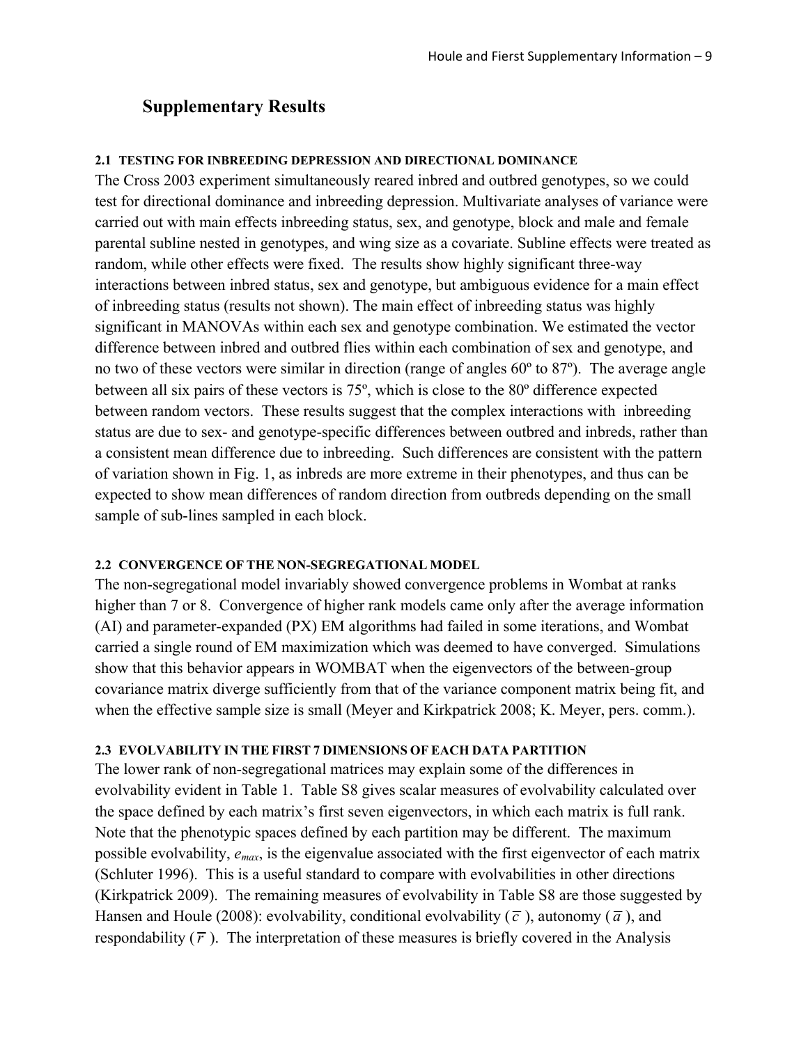## Supplementary Results

#### 2.1 TESTING FOR INBREEDING DEPRESSION AND DIRECTIONAL DOMINANCE

The Cross 2003 experiment simultaneously reared inbred and outbred genotypes, so we could test for directional dominance and inbreeding depression. Multivariate analyses of variance were carried out with main effects inbreeding status, sex, and genotype, block and male and female parental subline nested in genotypes, and wing size as a covariate. Subline effects were treated as random, while other effects were fixed. The results show highly significant three-way interactions between inbred status, sex and genotype, but ambiguous evidence for a main effect of inbreeding status (results not shown). The main effect of inbreeding status was highly significant in MANOVAs within each sex and genotype combination. We estimated the vector difference between inbred and outbred flies within each combination of sex and genotype, and no two of these vectors were similar in direction (range of angles 60º to 87º). The average angle between all six pairs of these vectors is 75º, which is close to the 80º difference expected between random vectors. These results suggest that the complex interactions with inbreeding status are due to sex- and genotype-specific differences between outbred and inbreds, rather than a consistent mean difference due to inbreeding. Such differences are consistent with the pattern of variation shown in Fig. 1, as inbreds are more extreme in their phenotypes, and thus can be expected to show mean differences of random direction from outbreds depending on the small sample of sub-lines sampled in each block.

#### 2.2 CONVERGENCE OF THE NON-SEGREGATIONAL MODEL

The non-segregational model invariably showed convergence problems in Wombat at ranks higher than 7 or 8. Convergence of higher rank models came only after the average information (AI) and parameter-expanded (PX) EM algorithms had failed in some iterations, and Wombat carried a single round of EM maximization which was deemed to have converged. Simulations show that this behavior appears in WOMBAT when the eigenvectors of the between-group covariance matrix diverge sufficiently from that of the variance component matrix being fit, and when the effective sample size is small (Meyer and Kirkpatrick 2008; K. Meyer, pers. comm.).

#### 2.3 EVOLVABILITY IN THE FIRST 7 DIMENSIONS OF EACH DATA PARTITION

The lower rank of non-segregational matrices may explain some of the differences in evolvability evident in Table 1. Table S8 gives scalar measures of evolvability calculated over the space defined by each matrix's first seven eigenvectors, in which each matrix is full rank. Note that the phenotypic spaces defined by each partition may be different. The maximum possible evolvability, $e_{max}$, is the eigenvalue associated with the first eigenvector of each matrix (Schluter 1996). This is a useful standard to compare with evolvabilities in other directions (Kirkpatrick 2009). The remaining measures of evolvability in Table S8 are those suggested by Hansen and Houle (2008): evolvability, conditional evolvability ($\overline{c}$), autonomy ($\overline{a}$), and respondability ($\overline{r}$). The interpretation of these measures is briefly covered in the Analysis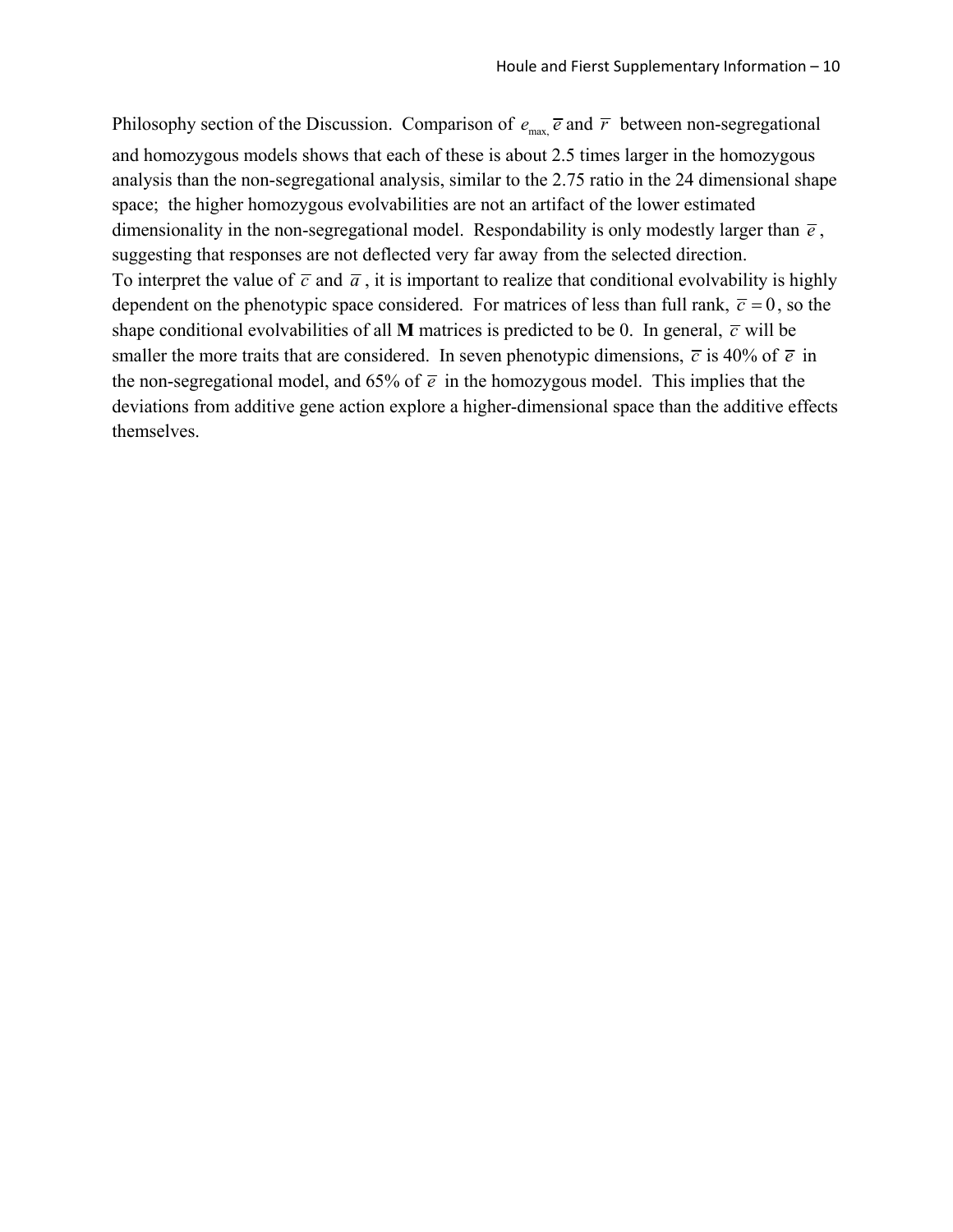Philosophy section of the Discussion. Comparison of $e_{max,}$ $\bar{e}$ and $\bar{r}$ between non-segregational and homozygous models shows that each of these is about 2.5 times larger in the homozygous analysis than the non-segregational analysis, similar to the 2.75 ratio in the 24 dimensional shape space; the higher homozygous evolvabilities are not an artifact of the lower estimated dimensionality in the non-segregational model. Respondability is only modestly larger than $\bar{e}$, suggesting that responses are not deflected very far away from the selected direction.

To interpret the value of $\bar{c}$ and $\bar{a}$, it is important to realize that conditional evolvability is highly dependent on the phenotypic space considered. For matrices of less than full rank, $\bar{c} = 0$, so the shape conditional evolvabilities of all **M** matrices is predicted to be 0. In general, $\bar{c}$ will be smaller the more traits that are considered. In seven phenotypic dimensions, $\bar{c}$ is 40% of $\bar{e}$ in the non-segregational model, and 65% of $\bar{e}$ in the homozygous model. This implies that the deviations from additive gene action explore a higher-dimensional space than the additive effects themselves.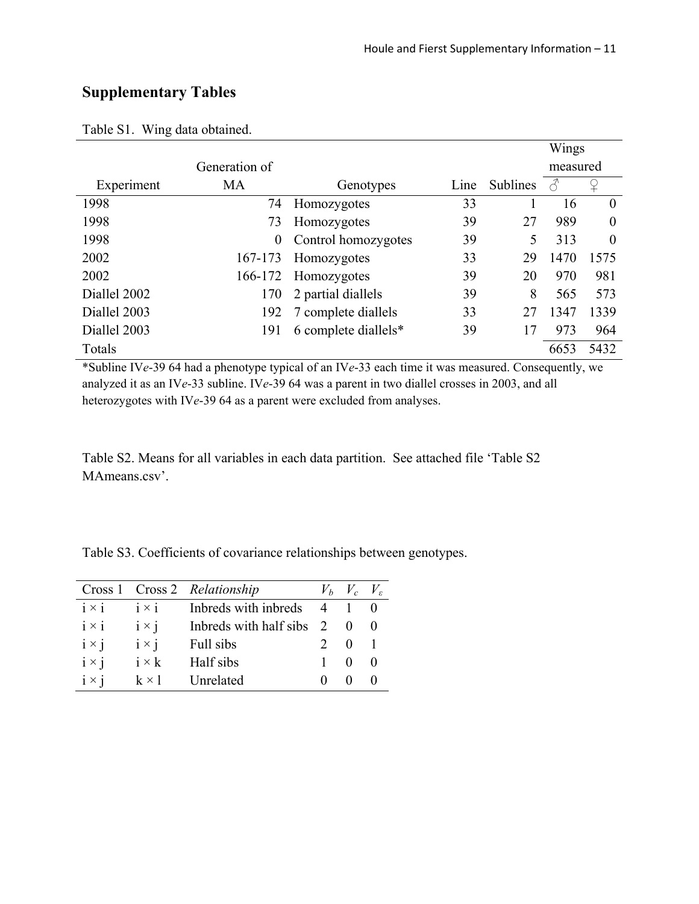## Supplementary Tables

Table S1. Wing data obtained.

| Experiment | Generation of MA | Genotypes | Line | Sublines | Wings measured ♂ | ♀ |
|---|---|---|---|---|---|---|
| 1998 | 74 | Homozygotes | 33 | 1 | 16 | 0 |
| 1998 | 73 | Homozygotes | 39 | 27 | 989 | 0 |
| 1998 | 0 | Control homozygotes | 39 | 5 | 313 | 0 |
| 2002 | 167-173 | Homozygotes | 33 | 29 | 1470 | 1575 |
| 2002 | 166-172 | Homozygotes | 39 | 20 | 970 | 981 |
| Diallel 2002 | 170 | 2 partial diallels | 39 | 8 | 565 | 573 |
| Diallel 2003 | 192 | 7 complete diallels | 33 | 27 | 1347 | 1339 |
| Diallel 2003 | 191 | 6 complete diallels* | 39 | 17 | 973 | 964 |
| Totals | | | | | 6653 | 5432 |

*Subline IV*e*-39 64 had a phenotype typical of an IV*e*-33 each time it was measured. Consequently, we analyzed it as an IV*e*-33 subline. IV*e*-39 64 was a parent in two diallel crosses in 2003, and all heterozygotes with IV*e*-39 64 as a parent were excluded from analyses.

Table S2. Means for all variables in each data partition. See attached file 'Table S2 MAmeans.csv'.

Table S3. Coefficients of covariance relationships between genotypes.

| Cross 1 | Cross 2 | *Relationship* | $V_b$ | $V_c$ | $V_\varepsilon$ |
|---|---|---|---|---|---|
| i × i | i × i | Inbreds with inbreds | 4 | 1 | 0 |
| i × i | i × j | Inbreds with half sibs | 2 | 0 | 0 |
| i × j | i × j | Full sibs | 2 | 0 | 1 |
| i × j | i × k | Half sibs | 1 | 0 | 0 |
| i × j | k × l | Unrelated | 0 | 0 | 0 |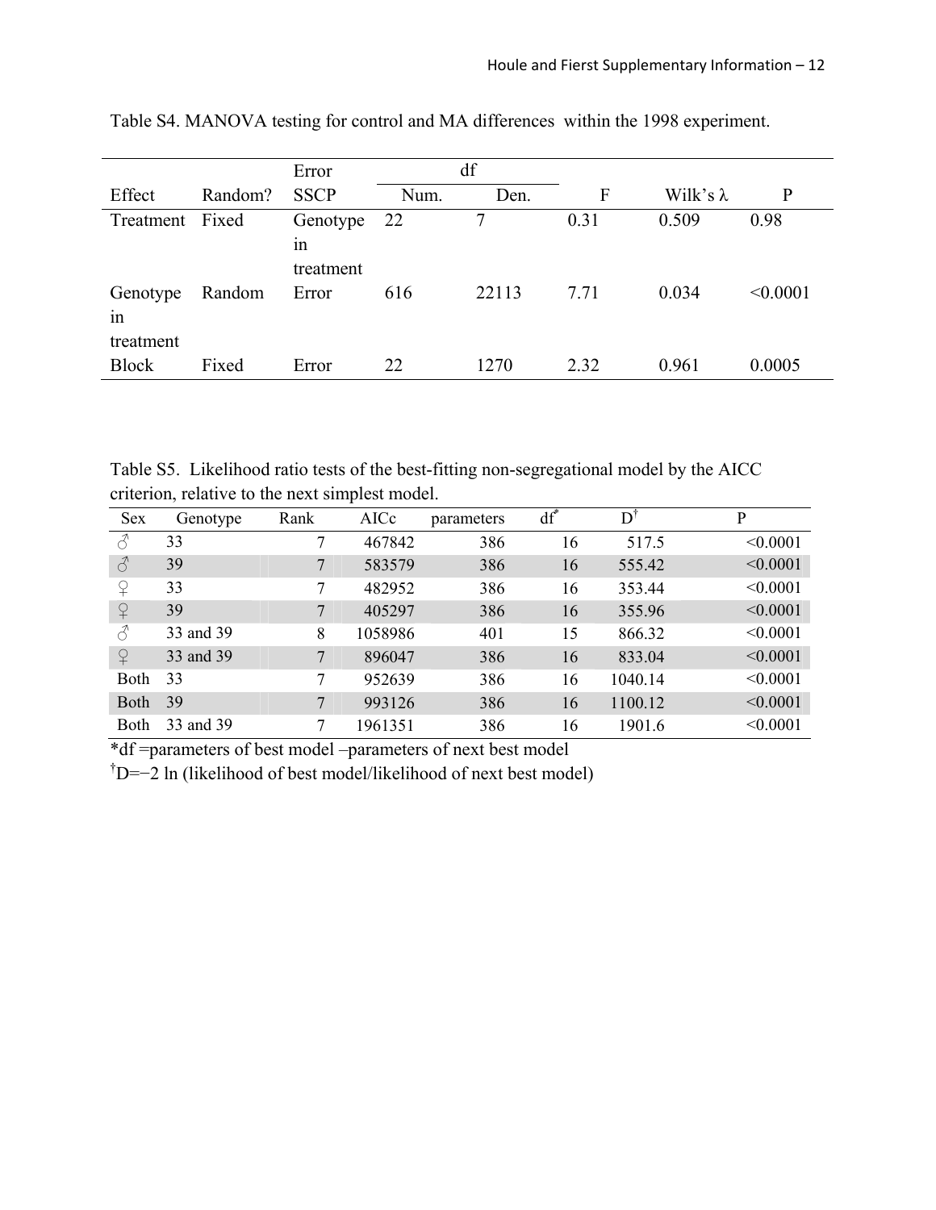Table S4. MANOVA testing for control and MA differences within the 1998 experiment.

| Effect | Random? | Error SSCP | df Num. | df Den. | F | Wilk's λ | P |
|---|---|---|---|---|---|---|---|
| Treatment | Fixed | Genotype in treatment | 22 | 7 | 0.31 | 0.509 | 0.98 |
| Genotype in treatment | Random | Error | 616 | 22113 | 7.71 | 0.034 | <0.0001 |
| Block | Fixed | Error | 22 | 1270 | 2.32 | 0.961 | 0.0005 |

Table S5. Likelihood ratio tests of the best-fitting non-segregational model by the AICC criterion, relative to the next simplest model.

| Sex | Genotype | Rank | AICc | parameters | df* | D† | P |
|---|---|---|---|---|---|---|---|
| ♂ | 33 | 7 | 467842 | 386 | 16 | 517.5 | <0.0001 |
| ♂ | 39 | 7 | 583579 | 386 | 16 | 555.42 | <0.0001 |
| ♀ | 33 | 7 | 482952 | 386 | 16 | 353.44 | <0.0001 |
| ♀ | 39 | 7 | 405297 | 386 | 16 | 355.96 | <0.0001 |
| ♂ | 33 and 39 | 8 | 1058986 | 401 | 15 | 866.32 | <0.0001 |
| ♀ | 33 and 39 | 7 | 896047 | 386 | 16 | 833.04 | <0.0001 |
| Both | 33 | 7 | 952639 | 386 | 16 | 1040.14 | <0.0001 |
| Both | 39 | 7 | 993126 | 386 | 16 | 1100.12 | <0.0001 |
| Both | 33 and 39 | 7 | 1961351 | 386 | 16 | 1901.6 | <0.0001 |

*df =parameters of best model –parameters of next best model

†D=−2 ln (likelihood of best model/likelihood of next best model)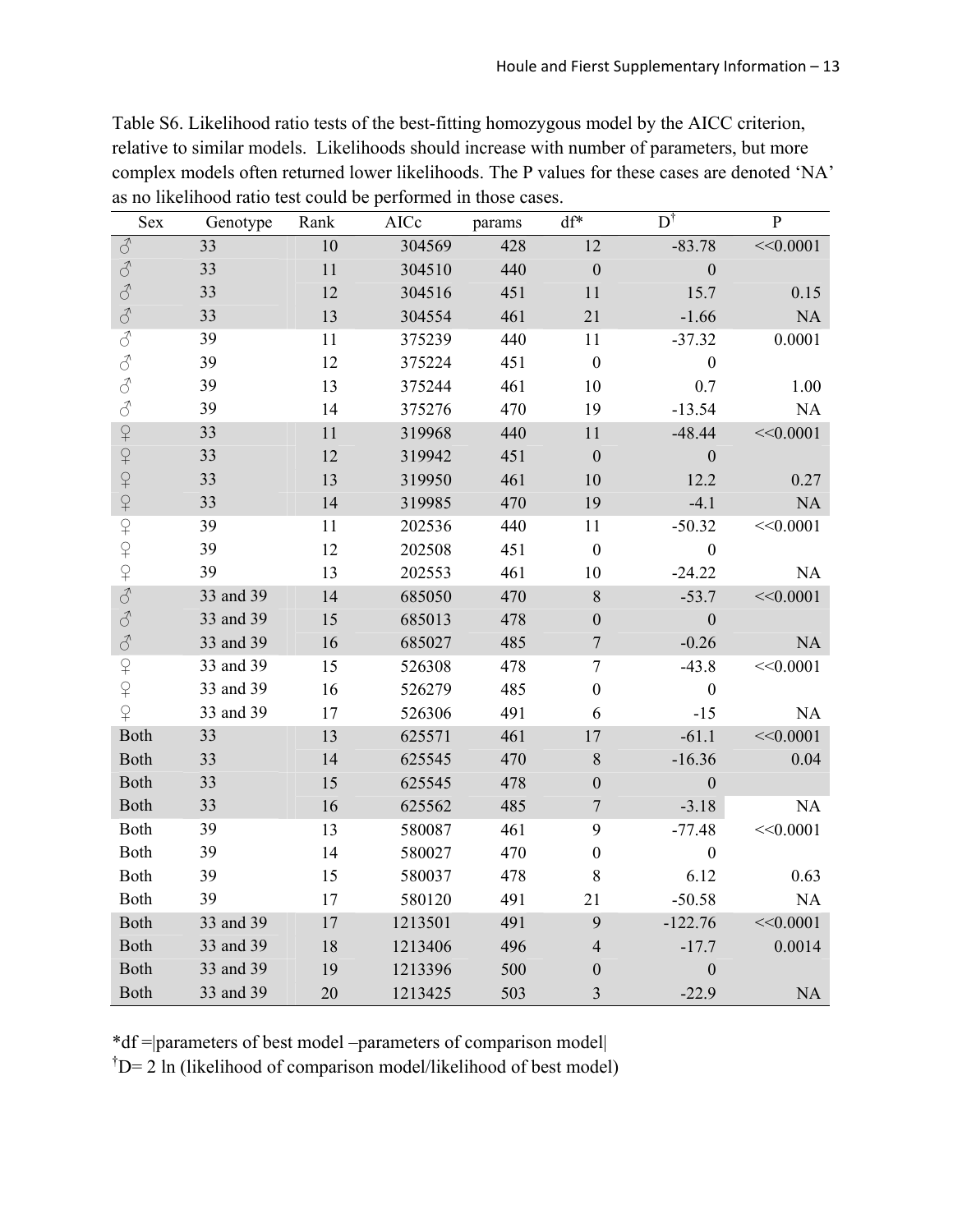Table S6. Likelihood ratio tests of the best-fitting homozygous model by the AICC criterion, relative to similar models. Likelihoods should increase with number of parameters, but more complex models often returned lower likelihoods. The P values for these cases are denoted 'NA' as no likelihood ratio test could be performed in those cases.

| Sex | Genotype | Rank | AICc | params | df* | D† | P |
|---|---|---|---|---|---|---|---|
| ♂ | 33 | 10 | 304569 | 428 | 12 | -83.78 | <<0.0001 |
| ♂ | 33 | 11 | 304510 | 440 | 0 | 0 | |
| ♂ | 33 | 12 | 304516 | 451 | 11 | 15.7 | 0.15 |
| ♂ | 33 | 13 | 304554 | 461 | 21 | -1.66 | NA |
| ♂ | 39 | 11 | 375239 | 440 | 11 | -37.32 | 0.0001 |
| ♂ | 39 | 12 | 375224 | 451 | 0 | 0 | |
| ♂ | 39 | 13 | 375244 | 461 | 10 | 0.7 | 1.00 |
| ♂ | 39 | 14 | 375276 | 470 | 19 | -13.54 | NA |
| ♀ | 33 | 11 | 319968 | 440 | 11 | -48.44 | <<0.0001 |
| ♀ | 33 | 12 | 319942 | 451 | 0 | 0 | |
| ♀ | 33 | 13 | 319950 | 461 | 10 | 12.2 | 0.27 |
| ♀ | 33 | 14 | 319985 | 470 | 19 | -4.1 | NA |
| ♀ | 39 | 11 | 202536 | 440 | 11 | -50.32 | <<0.0001 |
| ♀ | 39 | 12 | 202508 | 451 | 0 | 0 | |
| ♀ | 39 | 13 | 202553 | 461 | 10 | -24.22 | NA |
| ♂ | 33 and 39 | 14 | 685050 | 470 | 8 | -53.7 | <<0.0001 |
| ♂ | 33 and 39 | 15 | 685013 | 478 | 0 | 0 | |
| ♂ | 33 and 39 | 16 | 685027 | 485 | 7 | -0.26 | NA |
| ♀ | 33 and 39 | 15 | 526308 | 478 | 7 | -43.8 | <<0.0001 |
| ♀ | 33 and 39 | 16 | 526279 | 485 | 0 | 0 | |
| ♀ | 33 and 39 | 17 | 526306 | 491 | 6 | -15 | NA |
| Both | 33 | 13 | 625571 | 461 | 17 | -61.1 | <<0.0001 |
| Both | 33 | 14 | 625545 | 470 | 8 | -16.36 | 0.04 |
| Both | 33 | 15 | 625545 | 478 | 0 | 0 | |
| Both | 33 | 16 | 625562 | 485 | 7 | -3.18 | NA |
| Both | 39 | 13 | 580087 | 461 | 9 | -77.48 | <<0.0001 |
| Both | 39 | 14 | 580027 | 470 | 0 | 0 | |
| Both | 39 | 15 | 580037 | 478 | 8 | 6.12 | 0.63 |
| Both | 39 | 17 | 580120 | 491 | 21 | -50.58 | NA |
| Both | 33 and 39 | 17 | 1213501 | 491 | 9 | -122.76 | <<0.0001 |
| Both | 33 and 39 | 18 | 1213406 | 496 | 4 | -17.7 | 0.0014 |
| Both | 33 and 39 | 19 | 1213396 | 500 | 0 | 0 | |
| Both | 33 and 39 | 20 | 1213425 | 503 | 3 | -22.9 | NA |

*df =|parameters of best model –parameters of comparison model|

†D= 2 ln (likelihood of comparison model/likelihood of best model)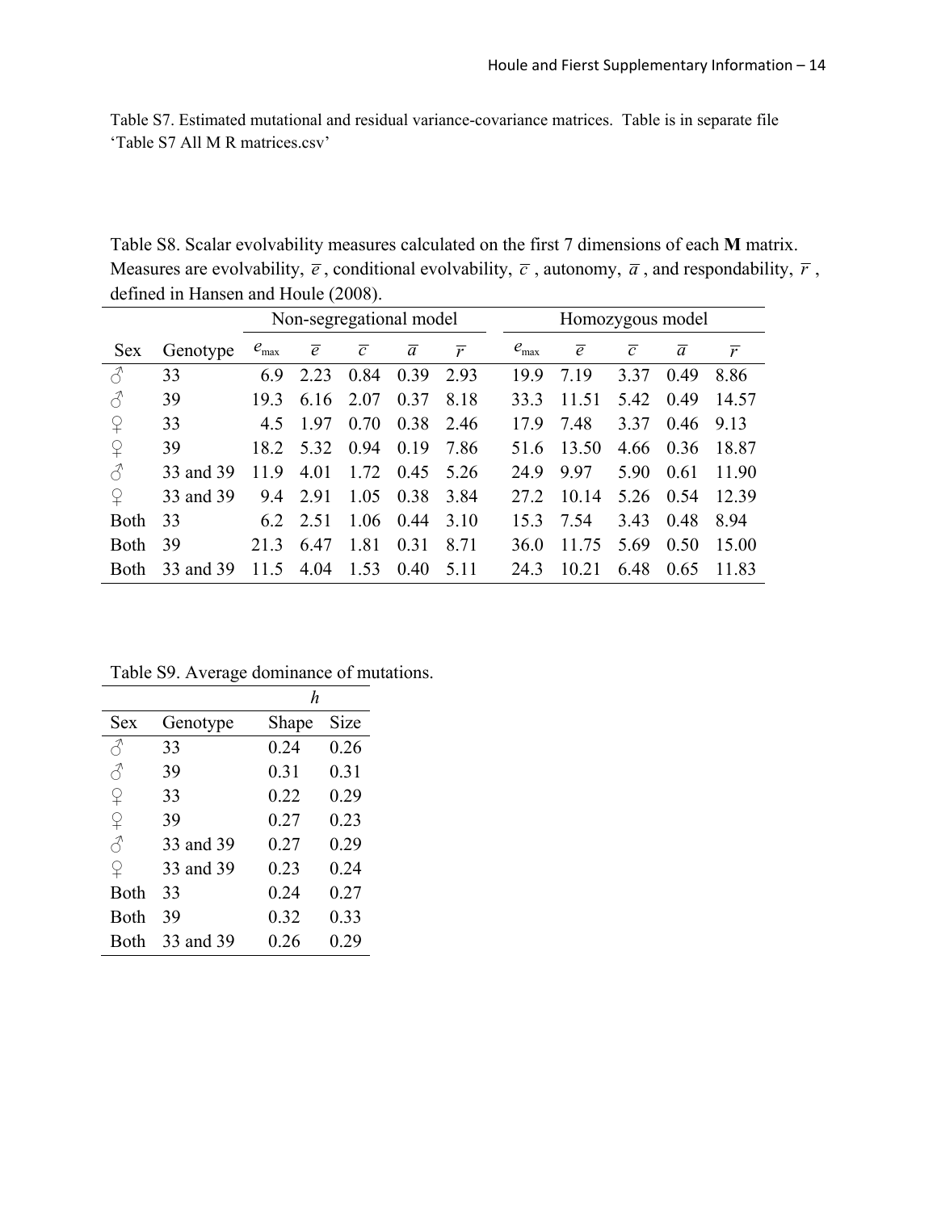Table S7. Estimated mutational and residual variance-covariance matrices. Table is in separate file 'Table S7 All M R matrices.csv'

Table S8. Scalar evolvability measures calculated on the first 7 dimensions of each **M** matrix. Measures are evolvability, $\bar{e}$, conditional evolvability, $\bar{c}$, autonomy, $\bar{a}$, and respondability, $\bar{r}$, defined in Hansen and Houle (2008).

| | | Non-segregational model | | | | | Homozygous model | | | | |
|---|---|---|---|---|---|---|---|---|---|---|---|
| Sex | Genotype | $e_{\max}$ | $\bar{e}$ | $\bar{c}$ | $\bar{a}$ | $\bar{r}$ | $e_{\max}$ | $\bar{e}$ | $\bar{c}$ | $\bar{a}$ | $\bar{r}$ |
| ♂ | 33 | 6.9 | 2.23 | 0.84 | 0.39 | 2.93 | 19.9 | 7.19 | 3.37 | 0.49 | 8.86 |
| ♂ | 39 | 19.3 | 6.16 | 2.07 | 0.37 | 8.18 | 33.3 | 11.51 | 5.42 | 0.49 | 14.57 |
| ♀ | 33 | 4.5 | 1.97 | 0.70 | 0.38 | 2.46 | 17.9 | 7.48 | 3.37 | 0.46 | 9.13 |
| ♀ | 39 | 18.2 | 5.32 | 0.94 | 0.19 | 7.86 | 51.6 | 13.50 | 4.66 | 0.36 | 18.87 |
| ♂ | 33 and 39 | 11.9 | 4.01 | 1.72 | 0.45 | 5.26 | 24.9 | 9.97 | 5.90 | 0.61 | 11.90 |
| ♀ | 33 and 39 | 9.4 | 2.91 | 1.05 | 0.38 | 3.84 | 27.2 | 10.14 | 5.26 | 0.54 | 12.39 |
| Both | 33 | 6.2 | 2.51 | 1.06 | 0.44 | 3.10 | 15.3 | 7.54 | 3.43 | 0.48 | 8.94 |
| Both | 39 | 21.3 | 6.47 | 1.81 | 0.31 | 8.71 | 36.0 | 11.75 | 5.69 | 0.50 | 15.00 |
| Both | 33 and 39 | 11.5 | 4.04 | 1.53 | 0.40 | 5.11 | 24.3 | 10.21 | 6.48 | 0.65 | 11.83 |

Table S9. Average dominance of mutations.

| | | $h$ | |
|---|---|---|---|
| Sex | Genotype | Shape | Size |
| ♂ | 33 | 0.24 | 0.26 |
| ♂ | 39 | 0.31 | 0.31 |
| ♀ | 33 | 0.22 | 0.29 |
| ♀ | 39 | 0.27 | 0.23 |
| ♂ | 33 and 39 | 0.27 | 0.29 |
| ♀ | 33 and 39 | 0.23 | 0.24 |
| Both | 33 | 0.24 | 0.27 |
| Both | 39 | 0.32 | 0.33 |
| Both | 33 and 39 | 0.26 | 0.29 |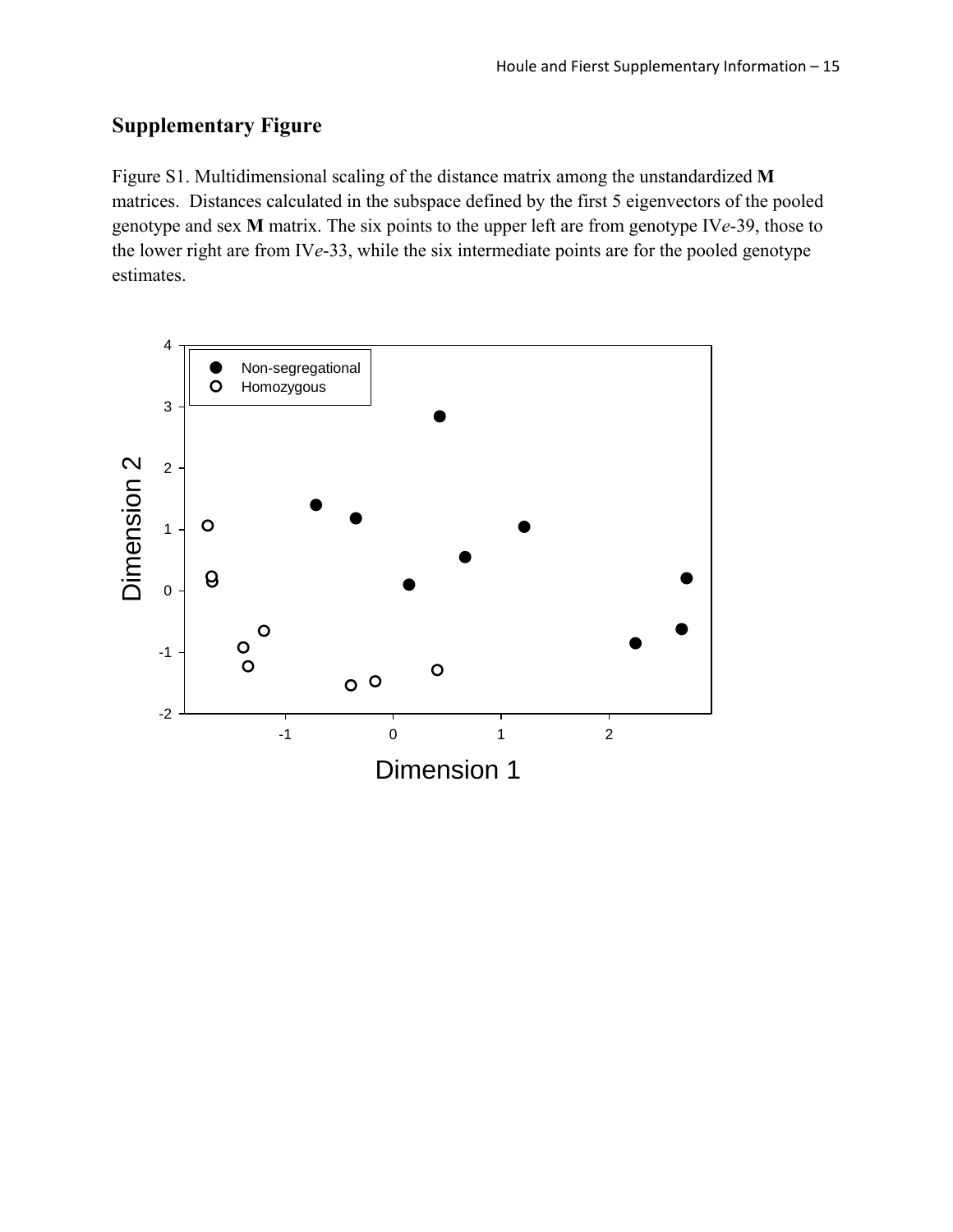## Supplementary Figure

Figure S1. Multidimensional scaling of the distance matrix among the unstandardized **M** matrices. Distances calculated in the subspace defined by the first 5 eigenvectors of the pooled genotype and sex **M** matrix. The six points to the upper left are from genotype IV*e*-39, those to the lower right are from IV*e*-33, while the six intermediate points are for the pooled genotype estimates.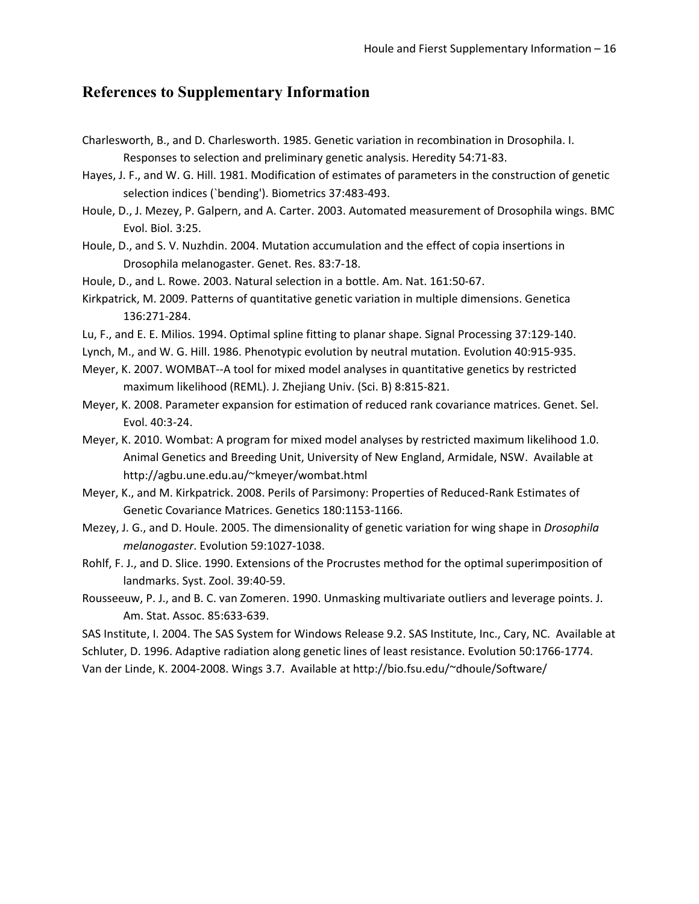## References to Supplementary Information

Charlesworth, B., and D. Charlesworth. 1985. Genetic variation in recombination in Drosophila. I. Responses to selection and preliminary genetic analysis. Heredity 54:71-83.

Hayes, J. F., and W. G. Hill. 1981. Modification of estimates of parameters in the construction of genetic selection indices (`bending'). Biometrics 37:483-493.

Houle, D., J. Mezey, P. Galpern, and A. Carter. 2003. Automated measurement of Drosophila wings. BMC Evol. Biol. 3:25.

Houle, D., and S. V. Nuzhdin. 2004. Mutation accumulation and the effect of copia insertions in Drosophila melanogaster. Genet. Res. 83:7-18.

Houle, D., and L. Rowe. 2003. Natural selection in a bottle. Am. Nat. 161:50-67.

Kirkpatrick, M. 2009. Patterns of quantitative genetic variation in multiple dimensions. Genetica 136:271-284.

Lu, F., and E. E. Milios. 1994. Optimal spline fitting to planar shape. Signal Processing 37:129-140.

Lynch, M., and W. G. Hill. 1986. Phenotypic evolution by neutral mutation. Evolution 40:915-935.

Meyer, K. 2007. WOMBAT--A tool for mixed model analyses in quantitative genetics by restricted maximum likelihood (REML). J. Zhejiang Univ. (Sci. B) 8:815-821.

Meyer, K. 2008. Parameter expansion for estimation of reduced rank covariance matrices. Genet. Sel. Evol. 40:3-24.

Meyer, K. 2010. Wombat: A program for mixed model analyses by restricted maximum likelihood 1.0. Animal Genetics and Breeding Unit, University of New England, Armidale, NSW. Available at http://agbu.une.edu.au/~kmeyer/wombat.html

Meyer, K., and M. Kirkpatrick. 2008. Perils of Parsimony: Properties of Reduced-Rank Estimates of Genetic Covariance Matrices. Genetics 180:1153-1166.

Mezey, J. G., and D. Houle. 2005. The dimensionality of genetic variation for wing shape in *Drosophila melanogaster*. Evolution 59:1027-1038.

Rohlf, F. J., and D. Slice. 1990. Extensions of the Procrustes method for the optimal superimposition of landmarks. Syst. Zool. 39:40-59.

Rousseeuw, P. J., and B. C. van Zomeren. 1990. Unmasking multivariate outliers and leverage points. J. Am. Stat. Assoc. 85:633-639.

SAS Institute, I. 2004. The SAS System for Windows Release 9.2. SAS Institute, Inc., Cary, NC. Available at

Schluter, D. 1996. Adaptive radiation along genetic lines of least resistance. Evolution 50:1766-1774.

Van der Linde, K. 2004-2008. Wings 3.7. Available at http://bio.fsu.edu/~dhoule/Software/